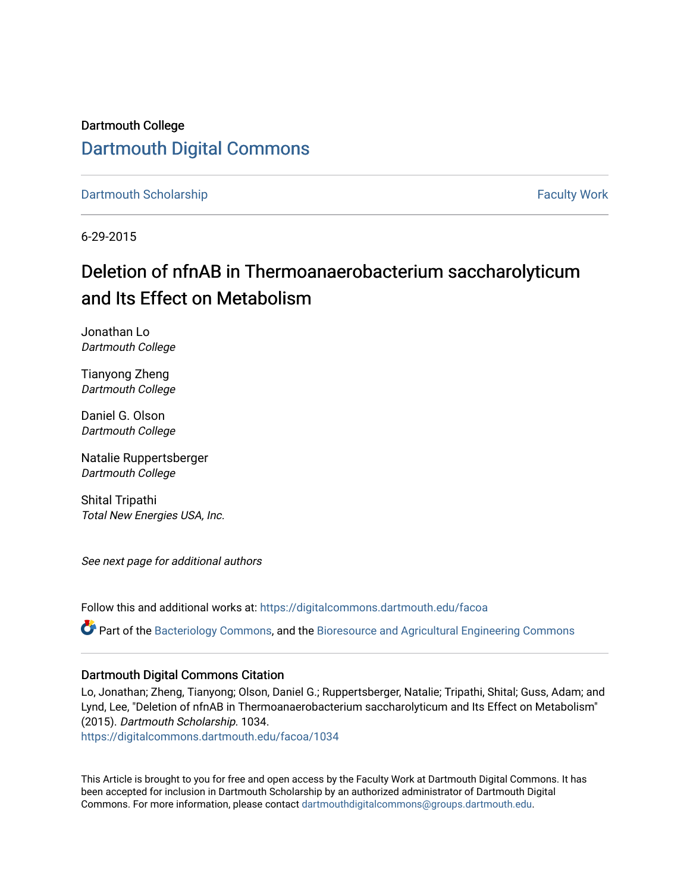Dartmouth College

# Dartmouth Digital Commons

Dartmouth Scholarship | Faculty Work

6-29-2015

# Deletion of nfnAB in Thermoanaerobacterium saccharolyticum and Its Effect on Metabolism

Jonathan Lo
*Dartmouth College*

Tianyong Zheng
*Dartmouth College*

Daniel G. Olson
*Dartmouth College*

Natalie Ruppertsberger
*Dartmouth College*

Shital Tripathi
*Total New Energies USA, Inc.*

*See next page for additional authors*

Follow this and additional works at: https://digitalcommons.dartmouth.edu/facoa

Part of the Bacteriology Commons, and the Bioresource and Agricultural Engineering Commons

### Dartmouth Digital Commons Citation

Lo, Jonathan; Zheng, Tianyong; Olson, Daniel G.; Ruppertsberger, Natalie; Tripathi, Shital; Guss, Adam; and Lynd, Lee, "Deletion of nfnAB in Thermoanaerobacterium saccharolyticum and Its Effect on Metabolism" (2015). *Dartmouth Scholarship*. 1034.
https://digitalcommons.dartmouth.edu/facoa/1034

This Article is brought to you for free and open access by the Faculty Work at Dartmouth Digital Commons. It has been accepted for inclusion in Dartmouth Scholarship by an authorized administrator of Dartmouth Digital Commons. For more information, please contact dartmouthdigitalcommons@groups.dartmouth.edu.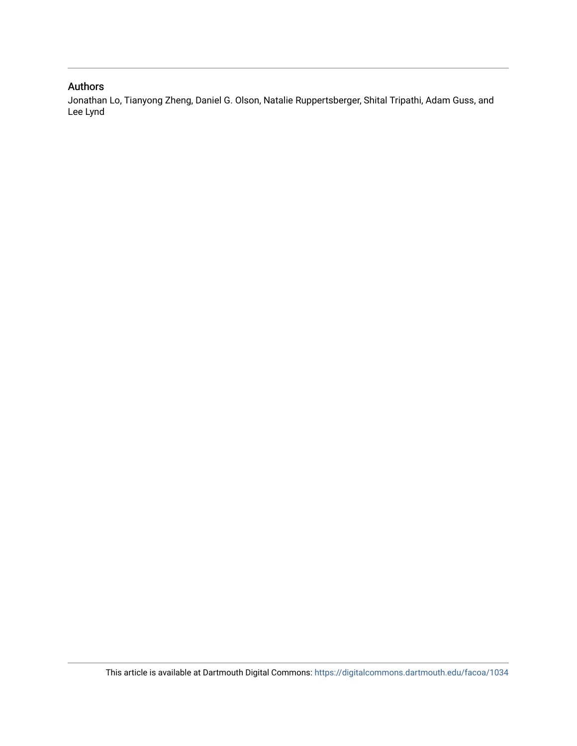### Authors

Jonathan Lo, Tianyong Zheng, Daniel G. Olson, Natalie Ruppertsberger, Shital Tripathi, Adam Guss, and Lee Lynd

This article is available at Dartmouth Digital Commons: https://digitalcommons.dartmouth.edu/facoa/1034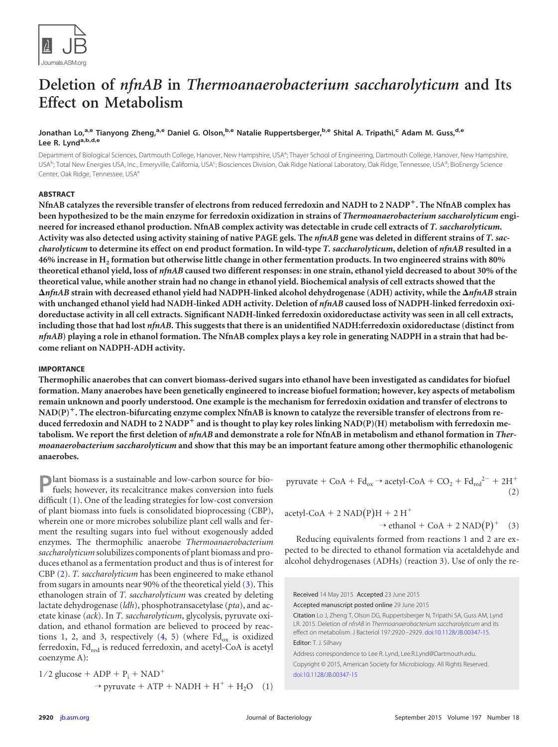# Deletion of *nfnAB* in *Thermoanaerobacterium saccharolyticum* and Its Effect on Metabolism

Jonathan Lo,[a,e] Tianyong Zheng,[a,e] Daniel G. Olson,[b,e] Natalie Ruppertsberger,[b,e] Shital A. Tripathi,[c] Adam M. Guss,[d,e] Lee R. Lynd[a,b,d,e]

Department of Biological Sciences, Dartmouth College, Hanover, New Hampshire, USA[a]; Thayer School of Engineering, Dartmouth College, Hanover, New Hampshire, USA[b]; Total New Energies USA, Inc., Emeryville, California, USA[c]; Biosciences Division, Oak Ridge National Laboratory, Oak Ridge, Tennessee, USA[d]; BioEnergy Science Center, Oak Ridge, Tennessee, USA[e]

## ABSTRACT

**NfnAB catalyzes the reversible transfer of electrons from reduced ferredoxin and NADH to 2 $NADP^+$. The NfnAB complex has been hypothesized to be the main enzyme for ferredoxin oxidization in strains of *Thermoanaerobacterium saccharolyticum* engineered for increased ethanol production. NfnAB complex activity was detectable in crude cell extracts of *T. saccharolyticum*. Activity was also detected using activity staining of native PAGE gels. The *nfnAB* gene was deleted in different strains of *T. saccharolyticum* to determine its effect on end product formation. In wild-type *T. saccharolyticum*, deletion of *nfnAB* resulted in a 46% increase in $H_2$ formation but otherwise little change in other fermentation products. In two engineered strains with 80% theoretical ethanol yield, loss of *nfnAB* caused two different responses: in one strain, ethanol yield decreased to about 30% of the theoretical value, while another strain had no change in ethanol yield. Biochemical analysis of cell extracts showed that the Δ*nfnAB* strain with decreased ethanol yield had NADPH-linked alcohol dehydrogenase (ADH) activity, while the Δ*nfnAB* strain with unchanged ethanol yield had NADH-linked ADH activity. Deletion of *nfnAB* caused loss of NADPH-linked ferredoxin oxidoreductase activity in all cell extracts. Significant NADH-linked ferredoxin oxidoreductase activity was seen in all cell extracts, including those that had lost *nfnAB*. This suggests that there is an unidentified NADH:ferredoxin oxidoreductase (distinct from *nfnAB*) playing a role in ethanol formation. The NfnAB complex plays a key role in generating NADPH in a strain that had become reliant on NADPH-ADH activity.**

## IMPORTANCE

**Thermophilic anaerobes that can convert biomass-derived sugars into ethanol have been investigated as candidates for biofuel formation. Many anaerobes have been genetically engineered to increase biofuel formation; however, key aspects of metabolism remain unknown and poorly understood. One example is the mechanism for ferredoxin oxidation and transfer of electrons to $NAD(P)^+$. The electron-bifurcating enzyme complex NfnAB is known to catalyze the reversible transfer of electrons from reduced ferredoxin and NADH to 2 $NADP^+$ and is thought to play key roles NAD(P)(H) metabolism with ferredoxin metabolism. We report the first deletion of *nfnAB* and demonstrate a role for NfnAB in metabolism and ethanol formation in *Thermoanaerobacterium saccharolyticum* and show that this may be an important feature among other thermophilic ethanologenic anaerobes.**

Plant biomass is a sustainable and low-carbon source for biofuels; however, its recalcitrance makes conversion into fuels difficult (1). One of the leading strategies for low-cost conversion of plant biomass into fuels is consolidated bioprocessing (CBP), wherein one or more microbes solubilize plant cell walls and ferment the resulting sugars into fuel without exogenously added enzymes. The thermophilic anaerobe *Thermoanaerobacterium saccharolyticum* solubilizes components of plant biomass and produces ethanol as a fermentation product and thus is of interest for CBP (2). *T. saccharolyticum* has been engineered to make ethanol from sugars in amounts near 90% of the theoretical yield (3). This ethanologen strain of *T. saccharolyticum* was created by deleting lactate dehydrogenase (*ldh*), phosphotransacetylase (*pta*), and acetate kinase (*ack*). In *T. saccharolyticum*, glycolysis, pyruvate oxidation, and ethanol formation are believed to proceed by reactions 1, 2, and 3, respectively (4, 5) (where $Fd_{ox}$ is oxidized ferredoxin, $Fd_{red}$ is reduced ferredoxin, and acetyl-CoA is acetyl coenzyme A):

$$1/2\ \text{glucose} + \text{ADP} + P_i + \text{NAD}^+ \rightarrow \text{pyruvate} + \text{ATP} + \text{NADH} + \text{H}^+ + \text{H}_2\text{O} \quad (1)$$

$$\text{pyruvate} + \text{CoA} + \text{Fd}_{ox} \rightarrow \text{acetyl-CoA} + \text{CO}_2 + \text{Fd}_{red}^{2-} + 2\text{H}^+ \quad (2)$$

$$\text{acetyl-CoA} + 2\ \text{NAD(P)H} + 2\ \text{H}^+ \rightarrow \text{ethanol} + \text{CoA} + 2\ \text{NAD(P)}^+ \quad (3)$$

Reducing equivalents formed from reactions 1 and 2 are expected to be directed to ethanol formation via acetaldehyde and alcohol dehydrogenases (ADHs) (reaction 3). Use of only the re-

Received 14 May 2015 Accepted 23 June 2015

Accepted manuscript posted online 29 June 2015

Citation Lo J, Zheng T, Olson DG, Ruppertsberger N, Tripathi SA, Guss AM, Lynd LR. 2015. Deletion of *nfnAB* in *Thermoanaerobacterium saccharolyticum* and its effect on metabolism. J Bacteriol 197:2920–2929. doi:10.1128/JB.00347-15.

Editor: T. J. Silhavy

Address correspondence to Lee R. Lynd, Lee.R.Lynd@Dartmouth.edu.

Copyright © 2015, American Society for Microbiology. All Rights Reserved.

doi:10.1128/JB.00347-15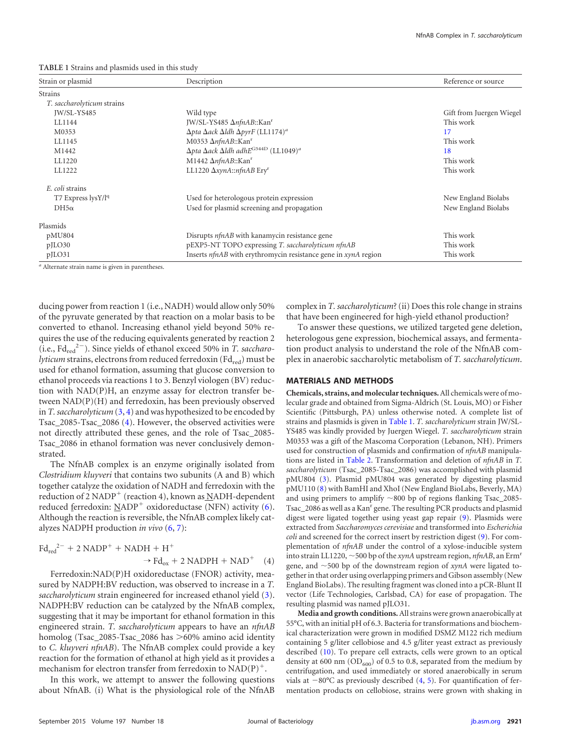TABLE 1 Strains and plasmids used in this study

| Strain or plasmid | Description | Reference or source |
|---|---|---|
| Strains | | |
| *T. saccharolyticum* strains | | |
| JW/SL-YS485 | Wild type | Gift from Juergen Wiegel |
| LL1144 | JW/SL-YS485 Δ*nfnAB*::Kan$^r$ | This work |
| M0353 | Δ*pta* Δ*ack* Δ*ldh* Δ*pyrF* (LL1174)[a] | 17 |
| LL1145 | M0353 Δ*nfnAB*::Kan$^r$ | This work |
| M1442 | Δ*pta* Δ*ack* Δ*ldh adhE*$^{G544D}$ (LL1049)[a] | 18 |
| LL1220 | M1442 Δ*nfnAB*::Kan$^r$ | This work |
| LL1222 | LL1220 Δ*xynA*::*nfnAB* Ery$^r$ | This work |
| *E. coli* strains | | |
| T7 Express lysY/I$^q$ | Used for heterologous protein expression | New England Biolabs |
| DH5α | Used for plasmid screening and propagation | New England Biolabs |
| Plasmids | | |
| pMU804 | Disrupts *nfnAB* with kanamycin resistance gene | This work |
| pJLO30 | pEXP5-NT TOPO expressing *T. saccharolyticum nfnAB* | This work |
| pJLO31 | Inserts *nfnAB* with erythromycin resistance gene in *xynA* region | This work |

[a] Alternate strain name is given in parentheses.

ducing power from reaction 1 (i.e., NADH) would allow only 50% of the pyruvate generated by that reaction on a molar basis to be converted to ethanol. Increasing ethanol yield beyond 50% requires the use of the reducing equivalents generated by reaction 2 (i.e., $Fd_{red}^{2-}$). Since yields of ethanol exceed 50% in *T. saccharolyticum* strains, electrons from reduced ferredoxin ($Fd_{red}$) must be used for ethanol formation, assuming that glucose conversion to ethanol proceeds via reactions 1 to 3. Benzyl viologen (BV) reduction with NAD(P)H, an enzyme assay for electron transfer between NAD(P)(H) and ferredoxin, has been previously observed in *T. saccharolyticum* (3, 4) and was hypothesized to be encoded by Tsac_2085-Tsac_2086 (4). However, the observed activities were not directly attributed these genes, and the role of Tsac_2085-Tsac_2086 in ethanol formation was never conclusively demonstrated.

The NfnAB complex is an enzyme originally isolated from *Clostridium kluyveri* that contains two subunits (A and B) which together catalyze the oxidation of NADH and ferredoxin with the reduction of 2 $NADP^+$ (reaction 4), known as NADH-dependent reduced ferredoxin: $NADP^+$ oxidoreductase (NFN) activity (6). Although the reaction is reversible, the NfnAB complex likely catalyzes NADPH production *in vivo* (6, 7):

$$Fd_{red}^{2-} + 2\,NADP^+ + NADH + H^+ \rightarrow Fd_{ox} + 2\,NADPH + NAD^+ \quad (4)$$

Ferredoxin:NAD(P)H oxidoreductase (FNOR) activity, measured by NADPH:BV reduction, was observed to increase in a *T. saccharolyticum* strain engineered for increased ethanol yield (3). NADPH:BV reduction can be catalyzed by the NfnAB complex, suggesting that it may be important for ethanol formation in this engineered strain. *T. saccharolyticum* appears to have an *nfnAB* homolog (Tsac_2085-Tsac_2086 has >60% amino acid identity to *C. kluyveri nfnAB*). The NfnAB complex could provide a key reaction for the formation of ethanol at high yield as it provides a mechanism for electron transfer from ferredoxin to $NAD(P)^+$.

In this work, we attempt to answer the following questions about NfnAB. (i) What is the physiological role of the NfnAB complex in *T. saccharolyticum*? (ii) Does this role change in strains that have been engineered for high-yield ethanol production?

To answer these questions, we utilized targeted gene deletion, heterologous gene expression, biochemical assays, and fermentation product analysis to understand the role of the NfnAB complex in anaerobic saccharolytic metabolism of *T. saccharolyticum*.

## MATERIALS AND METHODS

**Chemicals, strains, and molecular techniques.** All chemicals were of molecular grade and obtained from Sigma-Aldrich (St. Louis, MO) or Fisher Scientific (Pittsburgh, PA) unless otherwise noted. A complete list of strains and plasmids is given in Table 1. *T. saccharolyticum* strain JW/SL-YS485 was kindly provided by Juergen Wiegel. *T. saccharolyticum* strain M0353 was a gift of the Mascoma Corporation (Lebanon, NH). Primers used for construction of plasmids and confirmation of *nfnAB* manipulations are listed in Table 2. Transformation and deletion of *nfnAB* in *T. saccharolyticum* (Tsac_2085-Tsac_2086) was accomplished with plasmid pMU804 (3). Plasmid pMU804 was generated by digesting plasmid pMU110 (8) with BamHI and XhoI (New England BioLabs, Beverly, MA) and using primers to amplify ~800 bp of regions flanking Tsac_2085-Tsac_2086 as well as a Kan$^r$ gene. The resulting PCR products and plasmid digest were ligated together using yeast gap repair (9). Plasmids were extracted from *Saccharomyces cerevisiae* and transformed into *Escherichia coli* and screened for the correct insert by restriction digest (9). For complementation of *nfnAB* under the control of a xylose-inducible system into strain LL1220, ~500 bp of the *xynA* upstream region, *nfnAB*, an Erm$^r$ gene, and ~500 bp of the downstream region of *xynA* were ligated together in that order using overlapping primers and Gibson assembly (New England BioLabs). The resulting fragment was cloned into a pCR-Blunt II vector (Life Technologies, Carlsbad, CA) for ease of propagation. The resulting plasmid was named pJLO31.

**Media and growth conditions.** All strains were grown anaerobically at 55°C, with an initial pH of 6.3. Bacteria for transformations and biochemical characterization were grown in modified DSMZ M122 rich medium containing 5 g/liter cellobiose and 4.5 g/liter yeast extract as previously described (10). To prepare cell extracts, cells were grown to an optical density at 600 nm ($OD_{600}$) of 0.5 to 0.8, separated from the medium by centrifugation, and used immediately or stored anaerobically in serum vials at −80°C as previously described (4, 5). For quantification of fermentation products on cellobiose, strains were grown with shaking in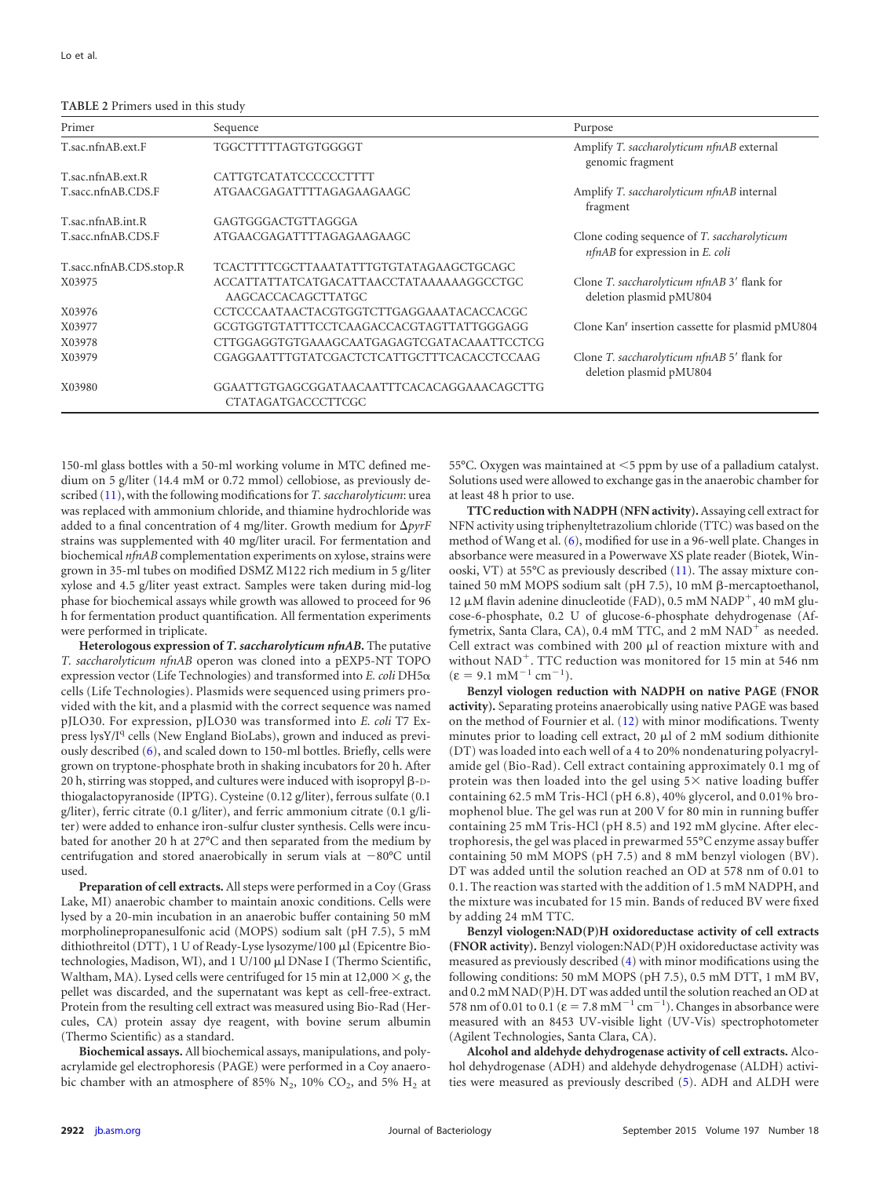**TABLE 2** Primers used in this study

| Primer | Sequence | Purpose |
| --- | --- | --- |
| T.sac.nfnAB.ext.F | TGGCTTTTTAGTGTGGGGT | Amplify *T. saccharolyticum nfnAB* external genomic fragment |
| T.sac.nfnAB.ext.R | CATTGTCATATCCCCCCTTTT | |
| T.sacc.nfnAB.CDS.F | ATGAACGAGATTTTAGAGAAGAAGC | Amplify *T. saccharolyticum nfnAB* internal fragment |
| T.sac.nfnAB.int.R | GAGTGGGACTGTTAGGGA | |
| T.sacc.nfnAB.CDS.F | ATGAACGAGATTTTAGAGAAGAAGC | Clone coding sequence of *T. saccharolyticum nfnAB* for expression in *E. coli* |
| T.sacc.nfnAB.CDS.stop.R | TCACTTTTCGCTTAAATATTTGTGTATAGAAGCTGCAGC | |
| X03975 | ACCATTATTATCATGACATTAACCTATAAAAAAGGCCTGC AAGCACCACAGCTTATGC | Clone *T. saccharolyticum nfnAB* 3′ flank for deletion plasmid pMU804 |
| X03976 | CCTCCCAATAACTACGTGGTCTTGAGGAAATACACCACGC | |
| X03977 | GCGTGGTGTATTTCCTCAAGACCACGTAGTTATTGGGAGG | Clone Kan[r] insertion cassette for plasmid pMU804 |
| X03978 | CTTGGAGGTGTGAAAGCAATGAGAGTCGATACAAATTCCTCG | |
| X03979 | CGAGGAATTTGTATCGACTCTCATTGCTTTCACACCTCCAAG | Clone *T. saccharolyticum nfnAB* 5′ flank for deletion plasmid pMU804 |
| X03980 | GGAATTGTGAGCGGATAACAATTTCACACAGGAAACAGCTTG CTATAGATGACCCTTCGC | |

150-ml glass bottles with a 50-ml working volume in MTC defined medium on 5 g/liter (14.4 mM or 0.72 mmol) cellobiose, as previously described (11), with the following modifications for *T. saccharolyticum*: urea was replaced with ammonium chloride, and thiamine hydrochloride was added to a final concentration of 4 mg/liter. Growth medium for Δ*pyrF* strains was supplemented with 40 mg/liter uracil. For fermentation and biochemical *nfnAB* complementation experiments on xylose, strains were grown in 35-ml tubes on modified DSMZ M122 rich medium in 5 g/liter xylose and 4.5 g/liter yeast extract. Samples were taken during mid-log phase for biochemical assays while growth was allowed to proceed for 96 h for fermentation product quantification. All fermentation experiments were performed in triplicate.

**Heterologous expression of *T. saccharolyticum nfnAB*.** The putative *T. saccharolyticum nfnAB* operon was cloned into a pEXP5-NT TOPO expression vector (Life Technologies) and transformed into *E. coli* DH5α cells (Life Technologies). Plasmids were sequenced using primers provided with the kit, and a plasmid with the correct sequence was named pJLO30. For expression, pJLO30 was transformed into *E. coli* T7 Express lysY/I[q] cells (New England BioLabs), grown and induced as previously described (6), and scaled down to 150-ml bottles. Briefly, cells were grown on tryptone-phosphate broth in shaking incubators for 20 h. After 20 h, stirring was stopped, and cultures were induced with isopropyl β-D-thiogalactopyranoside (IPTG). Cysteine (0.12 g/liter), ferrous sulfate (0.1 g/liter), ferric citrate (0.1 g/liter), and ferric ammonium citrate (0.1 g/liter) were added to enhance iron-sulfur cluster synthesis. Cells were incubated for another 20 h at 27°C and then separated from the medium by centrifugation and stored anaerobically in serum vials at −80°C until used.

**Preparation of cell extracts.** All steps were performed in a Coy (Grass Lake, MI) anaerobic chamber to maintain anoxic conditions. Cells were lysed by a 20-min incubation in an anaerobic buffer containing 50 mM morpholinepropanesulfonic acid (MOPS) sodium salt (pH 7.5), 5 mM dithiothreitol (DTT), 1 U of Ready-Lyse lysozyme/100 μl (Epicentre Biotechnologies, Madison, WI), and 1 U/100 μl DNase I (Thermo Scientific, Waltham, MA). Lysed cells were centrifuged for 15 min at 12,000 × *g*, the pellet was discarded, and the supernatant was kept as cell-free-extract. Protein from the resulting cell extract was measured using Bio-Rad (Hercules, CA) protein assay dye reagent, with bovine serum albumin (Thermo Scientific) as a standard.

**Biochemical assays.** All biochemical assays, manipulations, and polyacrylamide gel electrophoresis (PAGE) were performed in a Coy anaerobic chamber with an atmosphere of 85% $N_2$, 10% $CO_2$, and 5% $H_2$ at 55°C. Oxygen was maintained at <5 ppm by use of a palladium catalyst. Solutions used were allowed to exchange gas in the anaerobic chamber for at least 48 h prior to use.

**TTC reduction with NADPH (NFN activity).** Assaying cell extract for NFN activity using triphenyltetrazolium chloride (TTC) was based on the method of Wang et al. (6), modified for use in a 96-well plate. Changes in absorbance were measured in a Powerwave XS plate reader (Biotek, Winooski, VT) at 55°C as previously described (11). The assay mixture contained 50 mM MOPS sodium salt (pH 7.5), 10 mM β-mercaptoethanol, 12 μM flavin adenine dinucleotide (FAD), 0.5 mM $NADP^+$, 40 mM glucose-6-phosphate, 0.2 U of glucose-6-phosphate dehydrogenase (Affymetrix, Santa Clara, CA), 0.4 mM TTC, and 2 mM $NAD^+$ as needed. Cell extract was combined with 200 μl of reaction mixture with and without $NAD^+$. TTC reduction was monitored for 15 min at 546 nm ($\varepsilon = 9.1\ mM^{-1}\ cm^{-1}$).

**Benzyl viologen reduction with NADPH on native PAGE (FNOR activity).** Separating proteins anaerobically using native PAGE was based on the method of Fournier et al. (12) with minor modifications. Twenty minutes prior to loading cell extract, 20 μl of 2 mM sodium dithionite (DT) was loaded into each well of a 4 to 20% nondenaturing polyacrylamide gel (Bio-Rad). Cell extract containing approximately 0.1 mg of protein was then loaded into the gel using 5× native loading buffer containing 62.5 mM Tris-HCl (pH 6.8), 40% glycerol, and 0.01% bromophenol blue. The gel was run at 200 V for 80 min in running buffer containing 25 mM Tris-HCl (pH 8.5) and 192 mM glycine. After electrophoresis, the gel was placed in prewarmed 55°C enzyme assay buffer containing 50 mM MOPS (pH 7.5) and 8 mM benzyl viologen (BV). DT was added until the solution reached an OD at 578 nm of 0.01 to 0.1. The reaction was started with the addition of 1.5 mM NADPH, and the mixture was incubated for 15 min. Bands of reduced BV were fixed by adding 24 mM TTC.

**Benzyl viologen:NAD(P)H oxidoreductase activity of cell extracts (FNOR activity).** Benzyl viologen:NAD(P)H oxidoreductase activity was measured as previously described (4) with minor modifications using the following conditions: 50 mM MOPS (pH 7.5), 0.5 mM DTT, 1 mM BV, and 0.2 mM NAD(P)H. DT was added until the solution reached an OD at 578 nm of 0.01 to 0.1 ($\varepsilon = 7.8\ mM^{-1}\ cm^{-1}$). Changes in absorbance were measured with an 8453 UV-visible light (UV-Vis) spectrophotometer (Agilent Technologies, Santa Clara, CA).

**Alcohol and aldehyde dehydrogenase activity of cell extracts.** Alcohol dehydrogenase (ADH) and aldehyde dehydrogenase (ALDH) activities were measured as previously described (5). ADH and ALDH were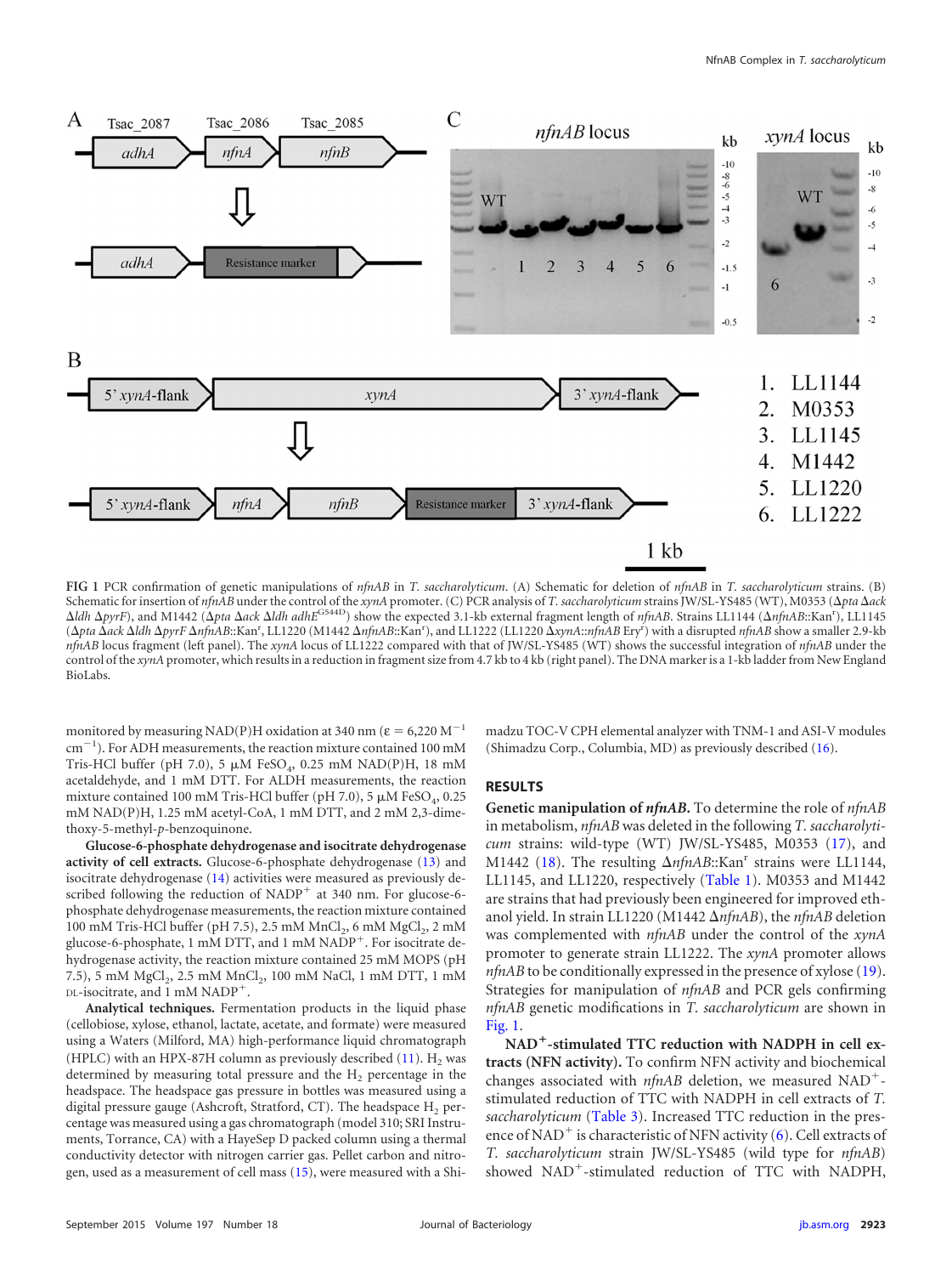FIG 1 PCR confirmation of genetic manipulations of *nfnAB* in *T. saccharolyticum*. (A) Schematic for deletion of *nfnAB* in *T. saccharolyticum* strains. (B) Schematic for insertion of *nfnAB* under the control of the *xynA* promoter. (C) PCR analysis of *T. saccharolyticum* strains JW/SL-YS485 (WT), M0353 (Δ*pta* Δ*ack* Δ*ldh* Δ*pyrF*), and M1442 (Δ*pta* Δ*ack* Δ*ldh adhE*$^{G544D}$) show the expected 3.1-kb external fragment length of *nfnAB*. Strains LL1144 (Δ*nfnAB*::Kan$^r$), LL1145 (Δ*pta* Δ*ack* Δ*ldh* Δ*pyrF* Δ*nfnAB*::Kan$^r$, LL1220 (M1442 Δ*nfnAB*::Kan$^r$), and LL1222 (LL1220 Δ*xynA*::*nfnAB* Ery$^r$) with a disrupted *nfnAB* show a smaller 2.9-kb *nfnAB* locus fragment (left panel). The *xynA* locus of LL1222 compared with that of JW/SL-YS485 (WT) shows the successful integration of *nfnAB* under the control of the *xynA* promoter, which results in a reduction in fragment size from 4.7 kb to 4 kb (right panel). The DNA marker is a 1-kb ladder from New England BioLabs.

monitored by measuring NAD(P)H oxidation at 340 nm ($\varepsilon = 6{,}220\ M^{-1}\ cm^{-1}$). For ADH measurements, the reaction mixture contained 100 mM Tris-HCl buffer (pH 7.0), 5 μM $FeSO_4$, 0.25 mM NAD(P)H, 18 mM acetaldehyde, and 1 mM DTT. For ALDH measurements, the reaction mixture contained 100 mM Tris-HCl buffer (pH 7.0), 5 μM $FeSO_4$, 0.25 mM NAD(P)H, 1.25 mM acetyl-CoA, 1 mM DTT, and 2 mM 2,3-dimethoxy-5-methyl-*p*-benzoquinone.

**Glucose-6-phosphate dehydrogenase and isocitrate dehydrogenase activity of cell extracts.** Glucose-6-phosphate dehydrogenase (13) and isocitrate dehydrogenase (14) activities were measured as previously described following the reduction of $NADP^+$ at 340 nm. For glucose-6-phosphate dehydrogenase measurements, the reaction mixture contained 100 mM Tris-HCl buffer (pH 7.5), 2.5 mM $MnCl_2$, 6 mM $MgCl_2$, 2 mM glucose-6-phosphate, 1 mM DTT, and 1 mM $NADP^+$. For isocitrate dehydrogenase activity, the reaction mixture contained 25 mM MOPS (pH 7.5), 5 mM $MgCl_2$, 2.5 mM $MnCl_2$, 100 mM NaCl, 1 mM DTT, 1 mM DL-isocitrate, and 1 mM $NADP^+$.

**Analytical techniques.** Fermentation products in the liquid phase (cellobiose, xylose, ethanol, lactate, acetate, and formate) were measured using a Waters (Milford, MA) high-performance liquid chromatograph (HPLC) with an HPX-87H column as previously described (11). $H_2$ was determined by measuring total pressure and the $H_2$ percentage in the headspace. The headspace gas pressure in bottles was measured using a digital pressure gauge (Ashcroft, Stratford, CT). The headspace $H_2$ percentage was measured using a gas chromatograph (model 310; SRI Instruments, Torrance, CA) with a HayeSep D packed column using a thermal conductivity detector with nitrogen carrier gas. Pellet carbon and nitrogen, used as a measurement of cell mass (15), were measured with a Shimadzu TOC-V CPH elemental analyzer with TNM-1 and ASI-V modules (Shimadzu Corp., Columbia, MD) as previously described (16).

## RESULTS

**Genetic manipulation of *nfnAB*.** To determine the role of *nfnAB* in metabolism, *nfnAB* was deleted in the following *T. saccharolyticum* strains: wild-type (WT) JW/SL-YS485, M0353 (17), and M1442 (18). The resulting Δ*nfnAB*::Kan$^r$ strains were LL1144, LL1145, and LL1220, respectively (Table 1). M0353 and M1442 are strains that had previously been engineered for improved ethanol yield. In strain LL1220 (M1442 Δ*nfnAB*), the *nfnAB* deletion was complemented with *nfnAB* under the control of the *xynA* promoter to generate strain LL1222. The *xynA* promoter allows *nfnAB* to be conditionally expressed in the presence of xylose (19). Strategies for manipulation of *nfnAB* and PCR gels confirming *nfnAB* genetic modifications in *T. saccharolyticum* are shown in Fig. 1.

**$NAD^+$-stimulated TTC reduction with NADPH in cell extracts (NFN activity).** To confirm NFN activity and biochemical changes associated with *nfnAB* deletion, we measured $NAD^+$-stimulated reduction of TTC with NADPH in cell extracts of *T. saccharolyticum* (Table 3). Increased TTC reduction in the presence of $NAD^+$ is characteristic of NFN activity (6). Cell extracts of *T. saccharolyticum* strain JW/SL-YS485 (wild type for *nfnAB*) showed $NAD^+$-stimulated reduction of TTC with NADPH,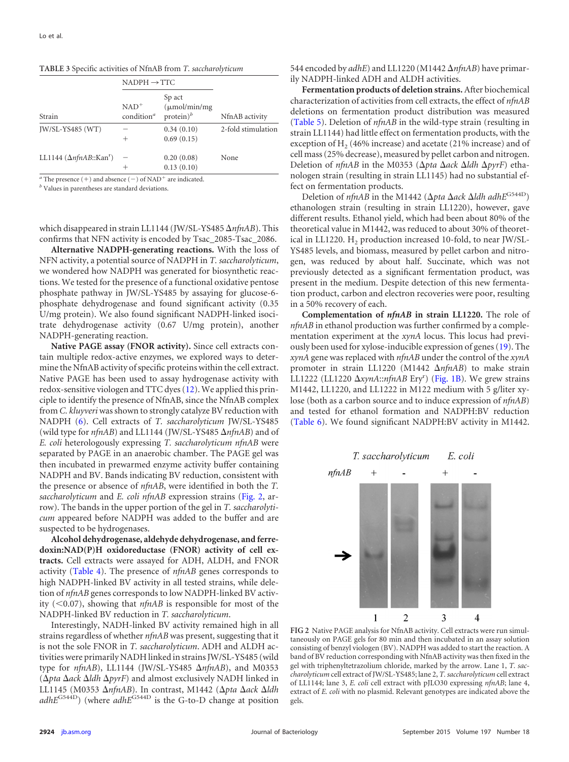TABLE 3 Specific activities of NfnAB from *T. saccharolyticum*

| Strain | NADPH → TTC | | NfnAB activity |
|---|---|---|---|
| | NAD$^+$ condition[a] | Sp act (μmol/min/mg protein)[b] | |
| JW/SL-YS485 (WT) | − | 0.34 (0.10) | 2-fold stimulation |
| | + | 0.69 (0.15) | |
| LL1144 (Δ*nfnAB*::Kan$^r$) | − | 0.20 (0.08) | None |
| | + | 0.13 (0.10) | |

[a] The presence (+) and absence (−) of NAD$^+$ are indicated.
[b] Values in parentheses are standard deviations.

which disappeared in strain LL1144 (JW/SL-YS485 Δ*nfnAB*). This confirms that NFN activity is encoded by Tsac_2085-Tsac_2086.

**Alternative NADPH-generating reactions.** With the loss of NFN activity, a potential source of NADPH in *T. saccharolyticum*, we wondered how NADPH was generated for biosynthetic reactions. We tested for the presence of a functional oxidative pentose phosphate pathway in JW/SL-YS485 by assaying for glucose-6-phosphate dehydrogenase and found significant activity (0.35 U/mg protein). We also found significant NADPH-linked isocitrate dehydrogenase activity (0.67 U/mg protein), another NADPH-generating reaction.

**Native PAGE assay (FNOR activity).** Since cell extracts contain multiple redox-active enzymes, we explored ways to determine the NfnAB activity of specific proteins within the cell extract. Native PAGE has been used to assay hydrogenase activity with redox-sensitive viologen and TTC dyes (12). We applied this principle to identify the presence of NfnAB, since the NfnAB complex from *C. kluyveri* was shown to strongly catalyze BV reduction with NADPH (6). Cell extracts of *T. saccharolyticum* JW/SL-YS485 (wild type for *nfnAB*) and LL1144 (JW/SL-YS485 Δ*nfnAB*) and of *E. coli* heterologously expressing *T. saccharolyticum nfnAB* were separated by PAGE in an anaerobic chamber. The PAGE gel was then incubated in prewarmed enzyme activity buffer containing NADPH and BV. Bands indicating BV reduction, consistent with the presence or absence of *nfnAB*, were identified in both the *T. saccharolyticum* and *E. coli nfnAB* expression strains (Fig. 2, arrow). The bands in the upper portion of the gel in *T. saccharolyticum* appeared before NADPH was added to the buffer and are suspected to be hydrogenases.

**Alcohol dehydrogenase, aldehyde dehydrogenase, and ferredoxin:NAD(P)H oxidoreductase (FNOR) activity of cell extracts.** Cell extracts were assayed for ADH, ALDH, and FNOR activity (Table 4). The presence of *nfnAB* genes corresponds to high NADPH-linked BV activity in all tested strains, while deletion of *nfnAB* genes corresponds to low NADPH-linked BV activity (<0.07), showing that *nfnAB* is responsible for most of the NADPH-linked BV reduction in *T. saccharolyticum*.

Interestingly, NADH-linked BV activity remained high in all strains regardless of whether *nfnAB* was present, suggesting that it is not the sole FNOR in *T. saccharolyticum*. ADH and ALDH activities were primarily NADH linked in strains JW/SL-YS485 (wild type for *nfnAB*), LL1144 (JW/SL-YS485 Δ*nfnAB*), and M0353 (Δ*pta* Δ*ack* Δ*ldh* Δ*pyrF*) and almost exclusively NADH linked in LL1145 (M0353 Δ*nfnAB*). In contrast, M1442 (Δ*pta* Δ*ack* Δ*ldh* *adhE*$^{G544D}$) (where *adhE*$^{G544D}$ is the G-to-D change at position 544 encoded by *adhE*) and LL1220 (M1442 Δ*nfnAB*) have primarily NADPH-linked ADH and ALDH activities.

**Fermentation products of deletion strains.** After biochemical characterization of activities from cell extracts, the effect of *nfnAB* deletions on fermentation product distribution was measured (Table 5). Deletion of *nfnAB* in the wild-type strain (resulting in strain LL1144) had little effect on fermentation products, with the exception of $H_2$ (46% increase) and acetate (21% increase) and of cell mass (25% decrease), measured by pellet carbon and nitrogen. Deletion of *nfnAB* in the M0353 (Δ*pta* Δ*ack* Δ*ldh* Δ*pyrF*) ethanologen strain (resulting in strain LL1145) had no substantial effect on fermentation products.

Deletion of *nfnAB* in the M1442 (Δ*pta* Δ*ack* Δ*ldh* *adhE*$^{G544D}$) ethanologen strain (resulting in strain LL1220), however, gave different results. Ethanol yield, which had been about 80% of the theoretical value in M1442, was reduced to about 30% of theoretical in LL1220. $H_2$ production increased 10-fold, to near JW/SL-YS485 levels, and biomass, measured by pellet carbon and nitrogen, was reduced by about half. Succinate, which was not previously detected as a significant fermentation product, was present in the medium. Despite detection of this new fermentation product, carbon and electron recoveries were poor, resulting in a 50% recovery of each.

**Complementation of *nfnAB* in strain LL1220.** The role of *nfnAB* in ethanol production was further confirmed by a complementation experiment at the *xynA* locus. This locus had previously been used for xylose-inducible expression of genes (19). The *xynA* gene was replaced with *nfnAB* under the control of the *xynA* promoter in strain LL1220 (M1442 Δ*nfnAB*) to make strain LL1222 (LL1220 Δ*xynA*::*nfnAB* Ery$^r$) (Fig. 1B). We grew strains M1442, LL1220, and LL1222 in M122 medium with 5 g/liter xylose (both as a carbon source and to induce expression of *nfnAB*) and tested for ethanol formation and NADPH:BV reduction (Table 6). We found significant NADPH:BV activity in M1442.

FIG 2 Native PAGE analysis for NfnAB activity. Cell extracts were run simultaneously on PAGE gels for 80 min and then incubated in an assay solution consisting of benzyl viologen (BV). NADPH was added to start the reaction. A band of BV reduction corresponding with NfnAB activity was then fixed in the gel with triphenyltetrazolium chloride, marked by the arrow. Lane 1, *T. saccharolyticum* cell extract of JW/SL-YS485; lane 2, *T. saccharolyticum* cell extract of LL1144; lane 3, *E. coli* cell extract with pJLO30 expressing *nfnAB*; lane 4, extract of *E. coli* with no plasmid. Relevant genotypes are indicated above the gels.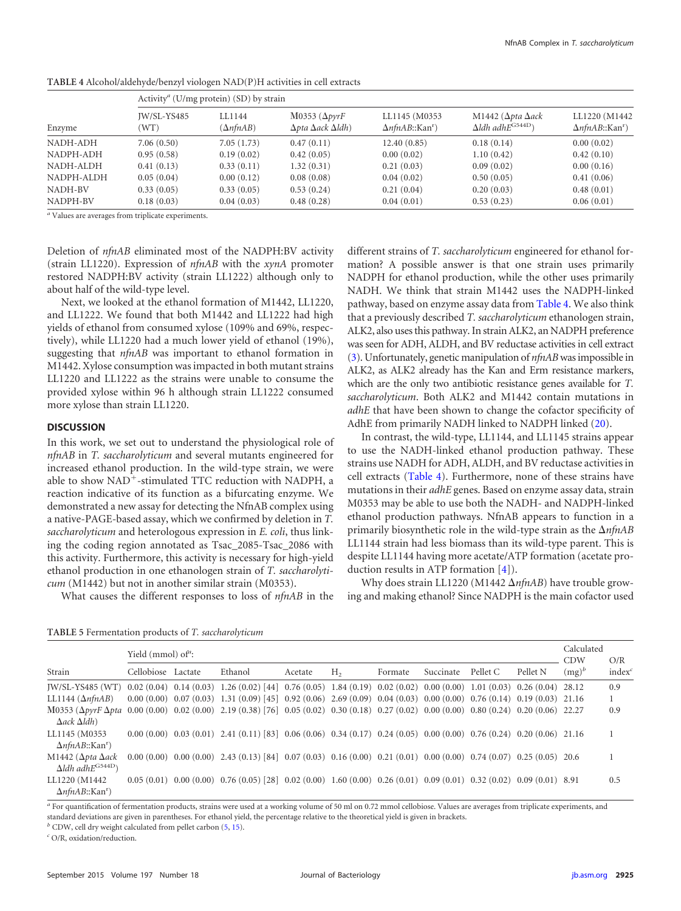**TABLE 4** Alcohol/aldehyde/benzyl viologen NAD(P)H activities in cell extracts

| Enzyme | Activity[a] (U/mg protein) (SD) by strain | | | | | |
|---|---|---|---|---|---|---|
| | JW/SL-YS485 (WT) | LL1144 (Δ*nfnAB*) | M0353 (Δ*pyrF* Δ*pta* Δ*ack* Δ*ldh*) | LL1145 (M0353 Δ*nfnAB*::Kan[r]) | M1442 (Δ*pta* Δ*ack* Δ*ldh adhE*[G544D]) | LL1220 (M1442 Δ*nfnAB*::Kan[r]) |
| NADH-ADH | 7.06 (0.50) | 7.05 (1.73) | 0.47 (0.11) | 12.40 (0.85) | 0.18 (0.14) | 0.00 (0.02) |
| NADPH-ADH | 0.95 (0.58) | 0.19 (0.02) | 0.42 (0.05) | 0.00 (0.02) | 1.10 (0.42) | 0.42 (0.10) |
| NADH-ALDH | 0.41 (0.13) | 0.33 (0.11) | 1.32 (0.31) | 0.21 (0.03) | 0.09 (0.02) | 0.00 (0.16) |
| NADPH-ALDH | 0.05 (0.04) | 0.00 (0.12) | 0.08 (0.08) | 0.04 (0.02) | 0.50 (0.05) | 0.41 (0.06) |
| NADH-BV | 0.33 (0.05) | 0.33 (0.05) | 0.53 (0.24) | 0.21 (0.04) | 0.20 (0.03) | 0.48 (0.01) |
| NADPH-BV | 0.18 (0.03) | 0.04 (0.03) | 0.48 (0.28) | 0.04 (0.01) | 0.53 (0.23) | 0.06 (0.01) |

[a] Values are averages from triplicate experiments.

Deletion of *nfnAB* eliminated most of the NADPH:BV activity (strain LL1220). Expression of *nfnAB* with the *xynA* promoter restored NADPH:BV activity (strain LL1222) although only to about half of the wild-type level.

Next, we looked at the ethanol formation of M1442, LL1220, and LL1222. We found that both M1442 and LL1222 had high yields of ethanol from consumed xylose (109% and 69%, respectively), while LL1220 had a much lower yield of ethanol (19%), suggesting that *nfnAB* was important to ethanol formation in M1442. Xylose consumption was impacted in both mutant strains LL1220 and LL1222 as the strains were unable to consume the provided xylose within 96 h although strain LL1222 consumed more xylose than strain LL1220.

## DISCUSSION

In this work, we set out to understand the physiological role of *nfnAB* in *T. saccharolyticum* and several mutants engineered for increased ethanol production. In the wild-type strain, we were able to show $NAD^+$-stimulated TTC reduction with NADPH, a reaction indicative of its function as a bifurcating enzyme. We demonstrated a new assay for detecting the NfnAB complex using a native-PAGE-based assay, which we confirmed by deletion in *T. saccharolyticum* and heterologous expression in *E. coli*, thus linking the coding region annotated as Tsac_2085-Tsac_2086 with this activity. Furthermore, this activity is necessary for high-yield ethanol production in one ethanologen strain of *T. saccharolyticum* (M1442) but not in another similar strain (M0353).

What causes the different responses to loss of *nfnAB* in the different strains of *T. saccharolyticum* engineered for ethanol formation? A possible answer is that one strain uses primarily NADPH for ethanol production, while the other uses primarily NADH. We think that strain M1442 uses the NADPH-linked pathway, based on enzyme assay data from Table 4. We also think that a previously described *T. saccharolyticum* ethanologen strain, ALK2, also uses this pathway. In strain ALK2, an NADPH preference was seen for ADH, ALDH, and BV reductase activities in cell extract (3). Unfortunately, genetic manipulation of *nfnAB* was impossible in ALK2, as ALK2 already has the Kan and Erm resistance markers, which are the only two antibiotic resistance genes available for *T. saccharolyticum*. Both ALK2 and M1442 contain mutations in *adhE* that have been shown to change the cofactor specificity of AdhE from primarily NADH linked to NADPH linked (20).

In contrast, the wild-type, LL1144, and LL1145 strains appear to use the NADH-linked ethanol production pathway. These strains use NADH for ADH, ALDH, and BV reductase activities in cell extracts (Table 4). Furthermore, none of these strains have mutations in their *adhE* genes. Based on enzyme assay data, strain M0353 may be able to use both the NADH- and NADPH-linked ethanol production pathways. NfnAB appears to function in a primarily biosynthetic role in the wild-type strain as the Δ*nfnAB* LL1144 strain had less biomass than its wild-type parent. This is despite LL1144 having more acetate/ATP formation (acetate production results in ATP formation [4]).

Why does strain LL1220 (M1442 Δ*nfnAB*) have trouble growing and making ethanol? Since NADPH is the main cofactor used

**TABLE 5** Fermentation products of *T. saccharolyticum*

| Strain | Yield (mmol) of[a]: | | | | | | | | | Calculated CDW (mg)[b] | O/R index[c] |
|---|---|---|---|---|---|---|---|---|---|---|---|
| | Cellobiose | Lactate | Ethanol | Acetate | $H_2$ | Formate | Succinate | Pellet C | Pellet N | | |
| JW/SL-YS485 (WT) | 0.02 (0.04) | 0.14 (0.03) | 1.26 (0.02) [44] | 0.76 (0.05) | 1.84 (0.19) | 0.02 (0.02) | 0.00 (0.00) | 1.01 (0.03) | 0.26 (0.04) | 28.12 | 0.9 |
| LL1144 (Δ*nfnAB*) | 0.00 (0.00) | 0.07 (0.03) | 1.31 (0.09) [45] | 0.92 (0.06) | 2.69 (0.09) | 0.04 (0.03) | 0.00 (0.00) | 0.76 (0.14) | 0.19 (0.03) | 21.16 | 1 |
| M0353 (Δ*pyrF* Δ*pta* Δ*ack* Δ*ldh*) | 0.00 (0.00) | 0.02 (0.00) | 2.19 (0.38) [76] | 0.05 (0.02) | 0.30 (0.18) | 0.27 (0.02) | 0.00 (0.00) | 0.80 (0.24) | 0.20 (0.06) | 22.27 | 0.9 |
| LL1145 (M0353 Δ*nfnAB*::Kan[r]) | 0.00 (0.00) | 0.03 (0.01) | 2.41 (0.11) [83] | 0.06 (0.06) | 0.34 (0.17) | 0.24 (0.05) | 0.00 (0.00) | 0.76 (0.24) | 0.20 (0.06) | 21.16 | 1 |
| M1442 (Δ*pta* Δ*ack* Δ*ldh adhE*[G544D]) | 0.00 (0.00) | 0.00 (0.00) | 2.43 (0.13) [84] | 0.07 (0.03) | 0.16 (0.00) | 0.21 (0.01) | 0.00 (0.00) | 0.74 (0.07) | 0.25 (0.05) | 20.6 | 1 |
| LL1220 (M1442 Δ*nfnAB*::Kan[r]) | 0.05 (0.01) | 0.00 (0.00) | 0.76 (0.05) [28] | 0.02 (0.00) | 1.60 (0.00) | 0.26 (0.01) | 0.09 (0.01) | 0.32 (0.02) | 0.09 (0.01) | 8.91 | 0.5 |

[a] For quantification of fermentation products, strains were used at a working volume of 50 ml on 0.72 mmol cellobiose. Values are averages from triplicate experiments, and standard deviations are given in parentheses. For ethanol yield, the percentage relative to the theoretical yield is given in brackets.
[b] CDW, cell dry weight calculated from pellet carbon (5, 15).
[c] O/R, oxidation/reduction.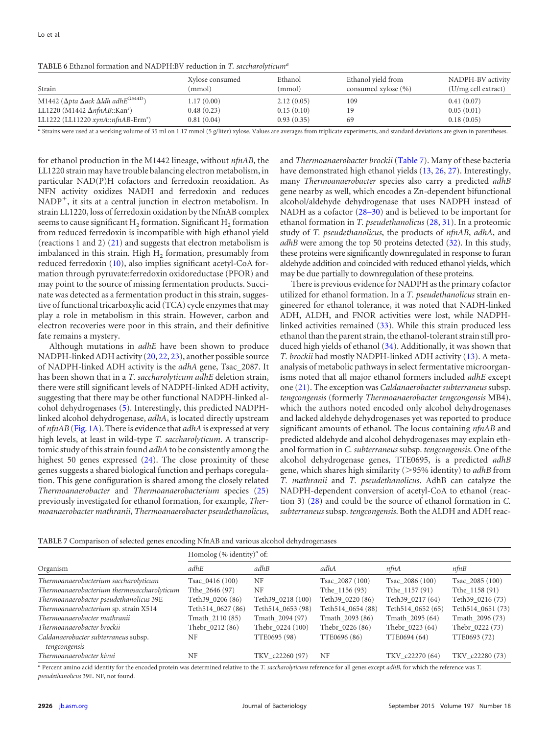**TABLE 6** Ethanol formation and NADPH:BV reduction in *T. saccharolyticum*[a]

| Strain | Xylose consumed (mmol) | Ethanol (mmol) | Ethanol yield from consumed xylose (%) | NADPH-BV activity (U/mg cell extract) |
|---|---|---|---|---|
| M1442 (Δ*pta* Δ*ack* Δ*ldh* *adhE*$^{G544D}$) | 1.17 (0.00) | 2.12 (0.05) | 109 | 0.41 (0.07) |
| LL1220 (M1442 Δ*nfnAB*::Kan$^r$) | 0.48 (0.23) | 0.15 (0.10) | 19 | 0.05 (0.01) |
| LL1222 (LL11220 *xynA*::*nfnAB*-Erm$^r$) | 0.81 (0.04) | 0.93 (0.35) | 69 | 0.18 (0.05) |

[a] Strains were used at a working volume of 35 ml on 1.17 mmol (5 g/liter) xylose. Values are averages from triplicate experiments, and standard deviations are given in parentheses.

for ethanol production in the M1442 lineage, without *nfnAB*, the LL1220 strain may have trouble balancing electron metabolism, in particular NAD(P)H cofactors and ferredoxin reoxidation. As NFN activity oxidizes NADH and ferredoxin and reduces $NADP^+$, it sits at a central junction in electron metabolism. In strain LL1220, loss of ferredoxin oxidation by the NfnAB complex seems to cause significant $H_2$ formation. Significant $H_2$ formation from reduced ferredoxin is incompatible with high ethanol yield (reactions 1 and 2) (21) and suggests that electron metabolism is imbalanced in this strain. High $H_2$ formation, presumably from reduced ferredoxin (10), also implies significant acetyl-CoA formation through pyruvate:ferredoxin oxidoreductase (PFOR) and may point to the source of missing fermentation products. Succinate was detected as a fermentation product in this strain, suggestive of functional tricarboxylic acid (TCA) cycle enzymes that may play a role in metabolism in this strain. However, carbon and electron recoveries were poor in this strain, and their definitive fate remains a mystery.

Although mutations in *adhE* have been shown to produce NADPH-linked ADH activity (20, 22, 23), another possible source of NADPH-linked ADH activity is the *adhA* gene, Tsac_2087. It has been shown that in a *T. saccharolyticum adhE* deletion strain, there were still significant levels of NADPH-linked ADH activity, suggesting that there may be other functional NADPH-linked alcohol dehydrogenases (5). Interestingly, this predicted NADPH-linked alcohol dehydrogenase, *adhA*, is located directly upstream of *nfnAB* (Fig. 1A). There is evidence that *adhA* is expressed at very high levels, at least in wild-type *T. saccharolyticum*. A transcriptomic study of this strain found *adhA* to be consistently among the highest 50 genes expressed (24). The close proximity of these genes suggests a shared biological function and perhaps coregulation. This gene configuration is shared among the closely related *Thermoanaerobacter* and *Thermoanaerobacterium* species (25) previously investigated for ethanol formation, for example, *Thermoanaerobacter mathranii*, *Thermoanaerobacter pseudethanolicus*, and *Thermoanaerobacter brockii* (Table 7). Many of these bacteria have demonstrated high ethanol yields (13, 26, 27). Interestingly, many *Thermoanaerobacter* species also carry a predicted *adhB* gene nearby as well, which encodes a Zn-dependent bifunctional alcohol/aldehyde dehydrogenase that uses NADPH instead of NADH as a cofactor (28–30) and is believed to be important for ethanol formation in *T. pseudethanolicus* (28, 31). In a proteomic study of *T. pseudethanolicus*, the products of *nfnAB*, *adhA*, and *adhB* were among the top 50 proteins detected (32). In this study, these proteins were significantly downregulated in response to furan aldehyde addition and coincided with reduced ethanol yields, which may be due partially to downregulation of these proteins.

There is previous evidence for NADPH as the primary cofactor utilized for ethanol formation. In a *T. pseudethanolicus* strain engineered for ethanol tolerance, it was noted that NADH-linked ADH, ALDH, and FNOR activities were lost, while NADPH-linked activities remained (33). While this strain produced less ethanol than the parent strain, the ethanol-tolerant strain still produced high yields of ethanol (34). Additionally, it was shown that *T. brockii* had mostly NADPH-linked ADH activity (13). A meta-analysis of metabolic pathways in select fermentative microorganisms noted that all major ethanol formers included *adhE* except one (21). The exception was *Caldanaerobacter subterraneus* subsp. *tengcongensis* (formerly *Thermoanaerobacter tengcongensis* MB4), which the authors noted encoded only alcohol dehydrogenases and lacked aldehyde dehydrogenases yet was reported to produce significant amounts of ethanol. The locus containing *nfnAB* and predicted aldehyde and alcohol dehydrogenases may explain ethanol formation in *C. subterraneus* subsp. *tengcongensis*. One of the alcohol dehydrogenase genes, TTE0695, is a predicted *adhB* gene, which shares high similarity (>95% identity) to *adhB* from *T. mathranii* and *T. pseudethanolicus*. AdhB can catalyze the NADPH-dependent conversion of acetyl-CoA to ethanol (reaction 3) (28) and could be the source of ethanol formation in *C. subterraneus* subsp. *tengcongensis*. Both the ALDH and ADH reac-

**TABLE 7** Comparison of selected genes encoding NfnAB and various alcohol dehydrogenases

| Organism | Homolog (% identity)[a] of: | | | | |
|---|---|---|---|---|---|
| | *adhE* | *adhB* | *adhA* | *nfnA* | *nfnB* |
| *Thermoanaerobacterium saccharolyticum* | Tsac_0416 (100) | NF | Tsac_2087 (100) | Tsac_2086 (100) | Tsac_2085 (100) |
| *Thermoanaerobacterium thermosaccharolyticum* | Tthe_2646 (97) | NF | Tthe_1156 (93) | Tthe_1157 (91) | Tthe_1158 (91) |
| *Thermoanaerobacter pseudethanolicus* 39E | Teth39_0206 (86) | Teth39_0218 (100) | Teth39_0220 (86) | Teth39_0217 (64) | Teth39_0216 (73) |
| *Thermoanaerobacterium* sp. strain X514 | Teth514_0627 (86) | Teth514_0653 (98) | Teth514_0654 (88) | Teth514_0652 (65) | Teth514_0651 (73) |
| *Thermoanaerobacter mathranii* | Tmath_2110 (85) | Tmath_2094 (97) | Tmath_2093 (86) | Tmath_2095 (64) | Tmath_2096 (73) |
| *Thermoanaerobacter brockii* | Thebr_0212 (86) | Thebr_0224 (100) | Thebr_0226 (86) | Thebr_0223 (64) | Thebr_0222 (73) |
| *Caldanaerobacter subterraneus* subsp. *tengcongensis* | NF | TTE0695 (98) | TTE0696 (86) | TTE0694 (64) | TTE0693 (72) |
| *Thermoanaerobacter kivui* | NF | TKV_c22260 (97) | NF | TKV_c22270 (64) | TKV_c22280 (73) |

[a] Percent amino acid identity for the encoded protein was determined relative to the *T. saccharolyticum* reference for all genes except *adhB*, for which the reference was *T. pseudethanolicus* 39E. NF, not found.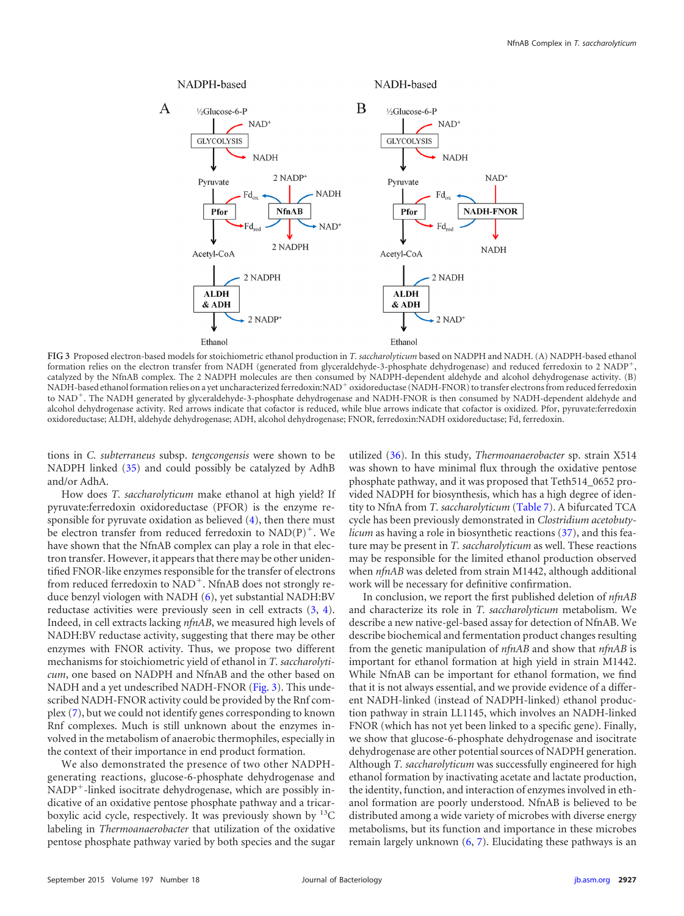FIG 3 Proposed electron-based models for stoichiometric ethanol production in *T. saccharolyticum* based on NADPH and NADH. (A) NADPH-based ethanol formation relies on the electron transfer from NADH (generated from glyceraldehyde-3-phosphate dehydrogenase) and reduced ferredoxin to 2 $NADP^+$, catalyzed by the NfnAB complex. The 2 NADPH molecules are then consumed by NADPH-dependent aldehyde and alcohol dehydrogenase activity. (B) NADH-based ethanol formation relies on a yet uncharacterized ferredoxin:$NAD^+$ oxidoreductase (NADH-FNOR) to transfer electrons from reduced ferredoxin to $NAD^+$. The NADH generated by glyceraldehyde-3-phosphate dehydrogenase and NADH-FNOR is then consumed by NADH-dependent aldehyde and alcohol dehydrogenase activity. Red arrows indicate that cofactor is reduced, while blue arrows indicate that cofactor is oxidized. Pfor, pyruvate:ferredoxin oxidoreductase; ALDH, aldehyde dehydrogenase; ADH, alcohol dehydrogenase; FNOR, ferredoxin:NADH oxidoreductase; Fd, ferredoxin.

tions in *C. subterraneus* subsp. *tengcongensis* were shown to be NADPH linked (35) and could possibly be catalyzed by AdhB and/or AdhA.

How does *T. saccharolyticum* make ethanol at high yield? If pyruvate:ferredoxin oxidoreductase (PFOR) is the enzyme responsible for pyruvate oxidation as believed (4), then there must be electron transfer from reduced ferredoxin to $NAD(P)^+$. We have shown that the NfnAB complex can play a role in that electron transfer. However, it appears that there may be other unidentified FNOR-like enzymes responsible for the transfer of electrons from reduced ferredoxin to $NAD^+$. NfnAB does not strongly reduce benzyl viologen with NADH (6), yet substantial NADH:BV reductase activities were previously seen in cell extracts (3, 4). Indeed, in cell extracts lacking *nfnAB*, we measured high levels of NADH:BV reductase activity, suggesting that there may be other enzymes with FNOR activity. Thus, we propose two different mechanisms for stoichiometric yield of ethanol in *T. saccharolyticum*, one based on NADPH and NfnAB and the other based on NADH and a yet undescribed NADH-FNOR (Fig. 3). This undescribed NADH-FNOR activity could be provided by the Rnf complex (7), but we could not identify genes corresponding to known Rnf complexes. Much is still unknown about the enzymes involved in the metabolism of anaerobic thermophiles, especially in the context of their importance in end product formation.

We also demonstrated the presence of two other NADPH-generating reactions, glucose-6-phosphate dehydrogenase and $NADP^+$-linked isocitrate dehydrogenase, which are possibly indicative of an oxidative pentose phosphate pathway and a tricarboxylic acid cycle, respectively. It was previously shown by $^{13}C$ labeling in *Thermoanaerobacter* that utilization of the oxidative pentose phosphate pathway varied by both species and the sugar utilized (36). In this study, *Thermoanaerobacter* sp. strain X514 was shown to have minimal flux through the oxidative pentose phosphate pathway, and it was proposed that Teth514_0652 provided NADPH for biosynthesis, which has a high degree of identity to NfnA from *T. saccharolyticum* (Table 7). A bifurcated TCA cycle has been previously demonstrated in *Clostridium acetobutylicum* as having a role in biosynthetic reactions (37), and this feature may be present in *T. saccharolyticum* as well. These reactions may be responsible for the limited ethanol production observed when *nfnAB* was deleted from strain M1442, although additional work will be necessary for definitive confirmation.

In conclusion, we report the first published deletion of *nfnAB* and characterize its role in *T. saccharolyticum* metabolism. We describe a new native-gel-based assay for detection of NfnAB. We describe biochemical and fermentation product changes resulting from the genetic manipulation of *nfnAB* and show that *nfnAB* is important for ethanol formation at high yield in strain M1442. While NfnAB can be important for ethanol formation, we find that it is not always essential, and we provide evidence of a different NADH-linked (instead of NADPH-linked) ethanol production pathway in strain LL1145, which involves an NADH-linked FNOR (which has not yet been linked to a specific gene). Finally, we show that glucose-6-phosphate dehydrogenase and isocitrate dehydrogenase are other potential sources of NADPH generation. Although *T. saccharolyticum* was successfully engineered for high ethanol formation by inactivating acetate and lactate production, the identity, function, and interaction of enzymes involved in ethanol formation are poorly understood. NfnAB is believed to be distributed among a wide variety of microbes with diverse energy metabolisms, but its function and importance in these microbes remain largely unknown (6, 7). Elucidating these pathways is an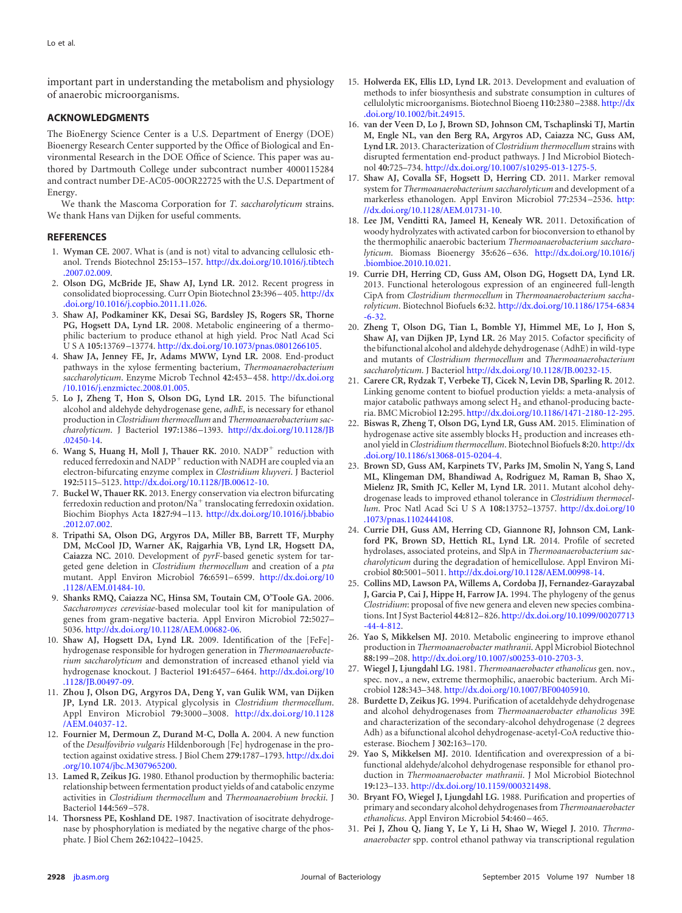important part in understanding the metabolism and physiology of anaerobic microorganisms.

## ACKNOWLEDGMENTS

The BioEnergy Science Center is a U.S. Department of Energy (DOE) Bioenergy Research Center supported by the Office of Biological and Environmental Research in the DOE Office of Science. This paper was authored by Dartmouth College under subcontract number 4000115284 and contract number DE-AC05-00OR22725 with the U.S. Department of Energy.

We thank the Mascoma Corporation for *T. saccharolyticum* strains. We thank Hans van Dijken for useful comments.

## REFERENCES

1. **Wyman CE.** 2007. What is (and is not) vital to advancing cellulosic ethanol. Trends Biotechnol **25:**153–157. http://dx.doi.org/10.1016/j.tibtech.2007.02.009.
2. **Olson DG, McBride JE, Shaw AJ, Lynd LR.** 2012. Recent progress in consolidated bioprocessing. Curr Opin Biotechnol **23:**396–405. http://dx.doi.org/10.1016/j.copbio.2011.11.026.
3. **Shaw AJ, Podkaminer KK, Desai SG, Bardsley JS, Rogers SR, Thorne PG, Hogsett DA, Lynd LR.** 2008. Metabolic engineering of a thermophilic bacterium to produce ethanol at high yield. Proc Natl Acad Sci U S A **105:**13769–13774. http://dx.doi.org/10.1073/pnas.0801266105.
4. **Shaw JA, Jenney FE, Jr, Adams MWW, Lynd LR.** 2008. End-product pathways in the xylose fermenting bacterium, *Thermoanaerobacterium saccharolyticum*. Enzyme Microb Technol **42:**453–458. http://dx.doi.org/10.1016/j.enzmictec.2008.01.005.
5. **Lo J, Zheng T, Hon S, Olson DG, Lynd LR.** 2015. The bifunctional alcohol and aldehyde dehydrogenase gene, *adhE*, is necessary for ethanol production in *Clostridium thermocellum* and *Thermoanaerobacterium saccharolyticum*. J Bacteriol **197:**1386–1393. http://dx.doi.org/10.1128/JB.02450-14.
6. **Wang S, Huang H, Moll J, Thauer RK.** 2010. $NADP^+$ reduction with reduced ferredoxin and $NADP^+$ reduction with NADH are coupled via an electron-bifurcating enzyme complex in *Clostridium kluyveri*. J Bacteriol **192:**5115–5123. http://dx.doi.org/10.1128/JB.00612-10.
7. **Buckel W, Thauer RK.** 2013. Energy conservation via electron bifurcating ferredoxin reduction and proton/$Na^+$ translocating ferredoxin oxidation. Biochim Biophys Acta **1827:**94–113. http://dx.doi.org/10.1016/j.bbabio.2012.07.002.
8. **Tripathi SA, Olson DG, Argyros DA, Miller BB, Barrett TF, Murphy DM, McCool JD, Warner AK, Rajgarhia VB, Lynd LR, Hogsett DA, Caiazza NC.** 2010. Development of *pyrF*-based genetic system for targeted gene deletion in *Clostridium thermocellum* and creation of a *pta* mutant. Appl Environ Microbiol **76:**6591–6599. http://dx.doi.org/10.1128/AEM.01484-10.
9. **Shanks RMQ, Caiazza NC, Hinsa SM, Toutain CM, O'Toole GA.** 2006. *Saccharomyces cerevisiae*-based molecular tool kit for manipulation of genes from gram-negative bacteria. Appl Environ Microbiol **72:**5027–5036. http://dx.doi.org/10.1128/AEM.00682-06.
10. **Shaw AJ, Hogsett DA, Lynd LR.** 2009. Identification of the [FeFe]-hydrogenase responsible for hydrogen generation in *Thermoanaerobacterium saccharolyticum* and demonstration of increased ethanol yield via hydrogenase knockout. J Bacteriol **191:**6457–6464. http://dx.doi.org/10.1128/JB.00497-09.
11. **Zhou J, Olson DG, Argyros DA, Deng Y, van Gulik WM, van Dijken JP, Lynd LR.** 2013. Atypical glycolysis in *Clostridium thermocellum*. Appl Environ Microbiol **79:**3000–3008. http://dx.doi.org/10.1128/AEM.04037-12.
12. **Fournier M, Dermoun Z, Durand M-C, Dolla A.** 2004. A new function of the *Desulfovibrio vulgaris* Hildenborough [Fe] hydrogenase in the protection against oxidative stress. J Biol Chem **279:**1787–1793. http://dx.doi.org/10.1074/jbc.M307965200.
13. **Lamed R, Zeikus JG.** 1980. Ethanol production by thermophilic bacteria: relationship between fermentation product yields of and catabolic enzyme activities in *Clostridium thermocellum* and *Thermoanaerobium brockii*. J Bacteriol **144:**569–578.
14. **Thorsness PE, Koshland DE.** 1987. Inactivation of isocitrate dehydrogenase by phosphorylation is mediated by the negative charge of the phosphate. J Biol Chem **262:**10422–10425.
15. **Holwerda EK, Ellis LD, Lynd LR.** 2013. Development and evaluation of methods to infer biosynthesis and substrate consumption in cultures of cellulolytic microorganisms. Biotechnol Bioeng **110:**2380–2388. http://dx.doi.org/10.1002/bit.24915.
16. **van der Veen D, Lo J, Brown SD, Johnson CM, Tschaplinski TJ, Martin M, Engle NL, van den Berg RA, Argyros AD, Caiazza NC, Guss AM, Lynd LR.** 2013. Characterization of *Clostridium thermocellum* strains with disrupted fermentation end-product pathways. J Ind Microbiol Biotechnol **40:**725–734. http://dx.doi.org/10.1007/s10295-013-1275-5.
17. **Shaw AJ, Covalla SF, Hogsett D, Herring CD.** 2011. Marker removal system for *Thermoanaerobacterium saccharolyticum* and development of a markerless ethanologen. Appl Environ Microbiol **77:**2534–2536. http://dx.doi.org/10.1128/AEM.01731-10.
18. **Lee JM, Venditti RA, Jameel H, Kenealy WR.** 2011. Detoxification of woody hydrolyzates with activated carbon for bioconversion to ethanol by the thermophilic anaerobic bacterium *Thermoanaerobacterium saccharolyticum*. Biomass Bioenergy **35:**626–636. http://dx.doi.org/10.1016/j.biombioe.2010.10.021.
19. **Currie DH, Herring CD, Guss AM, Olson DG, Hogsett DA, Lynd LR.** 2013. Functional heterologous expression of an engineered full-length CipA from *Clostridium thermocellum* in *Thermoanaerobacterium saccharolyticum*. Biotechnol Biofuels **6:**32. http://dx.doi.org/10.1186/1754-6834-6-32.
20. **Zheng T, Olson DG, Tian L, Bomble YJ, Himmel ME, Lo J, Hon S, Shaw AJ, van Dijken JP, Lynd LR.** 26 May 2015. Cofactor specificity of the bifunctional alcohol and aldehyde dehydrogenase (AdhE) in wild-type and mutants of *Clostridium thermocellum* and *Thermoanaerobacterium saccharolyticum*. J Bacteriol http://dx.doi.org/10.1128/JB.00232-15.
21. **Carere CR, Rydzak T, Verbeke TJ, Cicek N, Levin DB, Sparling R.** 2012. Linking genome content to biofuel production yields: a meta-analysis of major catabolic pathways among select $H_2$ and ethanol-producing bacteria. BMC Microbiol **12:**295. http://dx.doi.org/10.1186/1471-2180-12-295.
22. **Biswas R, Zheng T, Olson DG, Lynd LR, Guss AM.** 2015. Elimination of hydrogenase active site assembly blocks $H_2$ production and increases ethanol yield in *Clostridium thermocellum*. Biotechnol Biofuels **8:**20. http://dx.doi.org/10.1186/s13068-015-0204-4.
23. **Brown SD, Guss AM, Karpinets TV, Parks JM, Smolin N, Yang S, Land ML, Klingeman DM, Bhandiwad A, Rodriguez M, Raman B, Shao X, Mielenz JR, Smith JC, Keller M, Lynd LR.** 2011. Mutant alcohol dehydrogenase leads to improved ethanol tolerance in *Clostridium thermocellum*. Proc Natl Acad Sci U S A **108:**13752–13757. http://dx.doi.org/10.1073/pnas.1102444108.
24. **Currie DH, Guss AM, Herring CD, Giannone RJ, Johnson CM, Lankford PK, Brown SD, Hettich RL, Lynd LR.** 2014. Profile of secreted hydrolases, associated proteins, and SlpA in *Thermoanaerobacterium saccharolyticum* during the degradation of hemicellulose. Appl Environ Microbiol **80:**5001–5011. http://dx.doi.org/10.1128/AEM.00998-14.
25. **Collins MD, Lawson PA, Willems A, Cordoba JJ, Fernandez-Garayzabal J, Garcia P, Cai J, Hippe H, Farrow JA.** 1994. The phylogeny of the genus *Clostridium*: proposal of five new genera and eleven new species combinations. Int J Syst Bacteriol **44:**812–826. http://dx.doi.org/10.1099/00207713-44-4-812.
26. **Yao S, Mikkelsen MJ.** 2010. Metabolic engineering to improve ethanol production in *Thermoanaerobacter mathranii*. Appl Microbiol Biotechnol **88:**199–208. http://dx.doi.org/10.1007/s00253-010-2703-3.
27. **Wiegel J, Ljungdahl LG.** 1981. *Thermoanaerobacter ethanolicus* gen. nov., spec. nov., a new, extreme thermophilic, anaerobic bacterium. Arch Microbiol **128:**343–348. http://dx.doi.org/10.1007/BF00405910.
28. **Burdette D, Zeikus JG.** 1994. Purification of acetaldehyde dehydrogenase and alcohol dehydrogenases from *Thermoanaerobacter ethanolicus* 39E and characterization of the secondary-alcohol dehydrogenase (2 degrees Adh) as a bifunctional alcohol dehydrogenase-acetyl-CoA reductive thioesterase. Biochem J **302:**163–170.
29. **Yao S, Mikkelsen MJ.** 2010. Identification and overexpression of a bifunctional aldehyde/alcohol dehydrogenase responsible for ethanol production in *Thermoanaerobacter mathranii*. J Mol Microbiol Biotechnol **19:**123–133. http://dx.doi.org/10.1159/000321498.
30. **Bryant FO, Wiegel J, Ljungdahl LG.** 1988. Purification and properties of primary and secondary alcohol dehydrogenases from *Thermoanaerobacter ethanolicus*. Appl Environ Microbiol **54:**460–465.
31. **Pei J, Zhou Q, Jiang Y, Le Y, Li H, Shao W, Wiegel J.** 2010. *Thermoanaerobacter* spp. control ethanol pathway via transcriptional regulation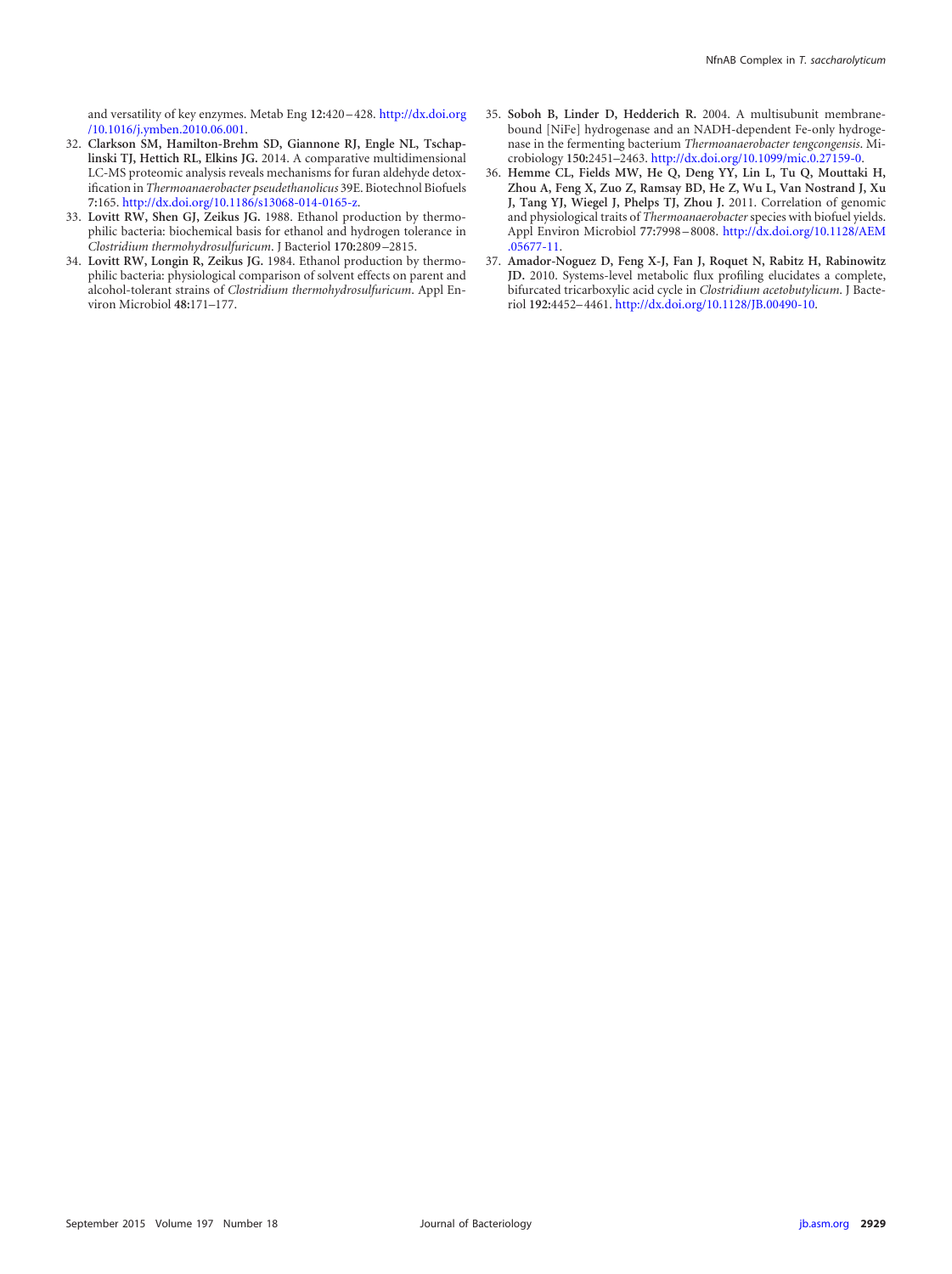and versatility of key enzymes. Metab Eng **12:**420–428. http://dx.doi.org/10.1016/j.ymben.2010.06.001.

32. **Clarkson SM, Hamilton-Brehm SD, Giannone RJ, Engle NL, Tschaplinski TJ, Hettich RL, Elkins JG.** 2014. A comparative multidimensional LC-MS proteomic analysis reveals mechanisms for furan aldehyde detoxification in *Thermoanaerobacter pseudethanolicus* 39E. Biotechnol Biofuels **7:**165. http://dx.doi.org/10.1186/s13068-014-0165-z.
33. **Lovitt RW, Shen GJ, Zeikus JG.** 1988. Ethanol production by thermophilic bacteria: biochemical basis for ethanol and hydrogen tolerance in *Clostridium thermohydrosulfuricum*. J Bacteriol **170:**2809–2815.
34. **Lovitt RW, Longin R, Zeikus JG.** 1984. Ethanol production by thermophilic bacteria: physiological comparison of solvent effects on parent and alcohol-tolerant strains of *Clostridium thermohydrosulfuricum*. Appl Environ Microbiol **48:**171–177.
35. **Soboh B, Linder D, Hedderich R.** 2004. A multisubunit membrane-bound [NiFe] hydrogenase and an NADH-dependent Fe-only hydrogenase in the fermenting bacterium *Thermoanaerobacter tengcongensis*. Microbiology **150:**2451–2463. http://dx.doi.org/10.1099/mic.0.27159-0.
36. **Hemme CL, Fields MW, He Q, Deng YY, Lin L, Tu Q, Mouttaki H, Zhou A, Feng X, Zuo Z, Ramsay BD, He Z, Wu L, Van Nostrand J, Xu J, Tang YJ, Wiegel J, Phelps TJ, Zhou J.** 2011. Correlation of genomic and physiological traits of *Thermoanaerobacter* species with biofuel yields. Appl Environ Microbiol **77:**7998–8008. http://dx.doi.org/10.1128/AEM.05677-11.
37. **Amador-Noguez D, Feng X-J, Fan J, Roquet N, Rabitz H, Rabinowitz JD.** 2010. Systems-level metabolic flux profiling elucidates a complete, bifurcated tricarboxylic acid cycle in *Clostridium acetobutylicum*. J Bacteriol **192:**4452–4461. http://dx.doi.org/10.1128/JB.00490-10.